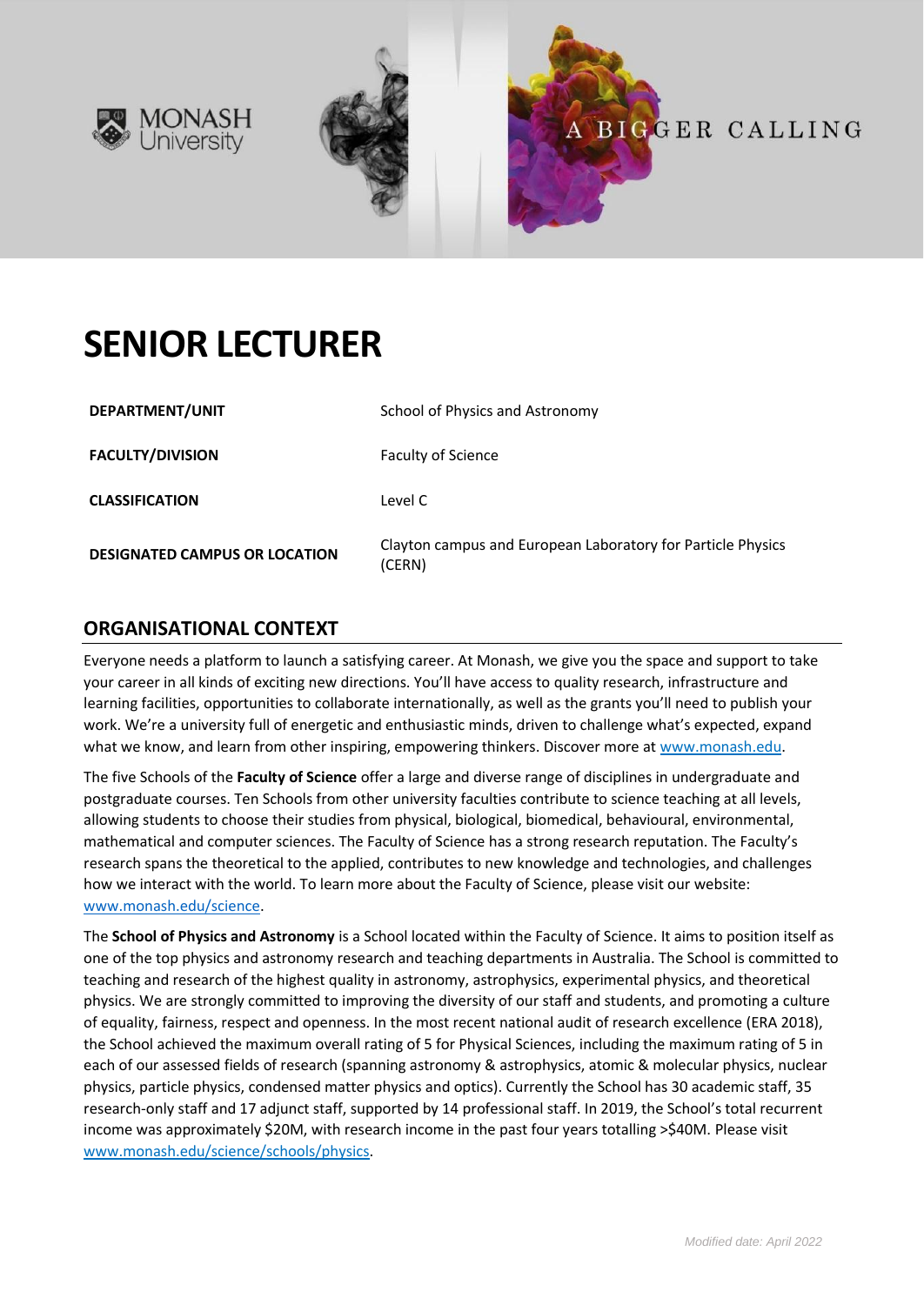MONASH University

A BIGGER CALLING

# SENIOR LECTURER

| | |
|---|---|
| **DEPARTMENT/UNIT** | School of Physics and Astronomy |
| **FACULTY/DIVISION** | Faculty of Science |
| **CLASSIFICATION** | Level C |
| **DESIGNATED CAMPUS OR LOCATION** | Clayton campus and European Laboratory for Particle Physics (CERN) |

## ORGANISATIONAL CONTEXT

Everyone needs a platform to launch a satisfying career. At Monash, we give you the space and support to take your career in all kinds of exciting new directions. You'll have access to quality research, infrastructure and learning facilities, opportunities to collaborate internationally, as well as the grants you'll need to publish your work. We're a university full of energetic and enthusiastic minds, driven to challenge what's expected, expand what we know, and learn from other inspiring, empowering thinkers. Discover more at www.monash.edu.

The five Schools of the **Faculty of Science** offer a large and diverse range of disciplines in undergraduate and postgraduate courses. Ten Schools from other university faculties contribute to science teaching at all levels, allowing students to choose their studies from physical, biological, biomedical, behavioural, environmental, mathematical and computer sciences. The Faculty of Science has a strong research reputation. The Faculty's research spans the theoretical to the applied, contributes to new knowledge and technologies, and challenges how we interact with the world. To learn more about the Faculty of Science, please visit our website: www.monash.edu/science.

The **School of Physics and Astronomy** is a School located within the Faculty of Science. It aims to position itself as one of the top physics and astronomy research and teaching departments in Australia. The School is committed to teaching and research of the highest quality in astronomy, astrophysics, experimental physics, and theoretical physics. We are strongly committed to improving the diversity of our staff and students, and promoting a culture of equality, fairness, respect and openness. In the most recent national audit of research excellence (ERA 2018), the School achieved the maximum overall rating of 5 for Physical Sciences, including the maximum rating of 5 in each of our assessed fields of research (spanning astronomy & astrophysics, atomic & molecular physics, nuclear physics, particle physics, condensed matter physics and optics). Currently the School has 30 academic staff, 35 research-only staff and 17 adjunct staff, supported by 14 professional staff. In 2019, the School's total recurrent income was approximately $20M, with research income in the past four years totalling >$40M. Please visit www.monash.edu/science/schools/physics.

*Modified date: April 2022*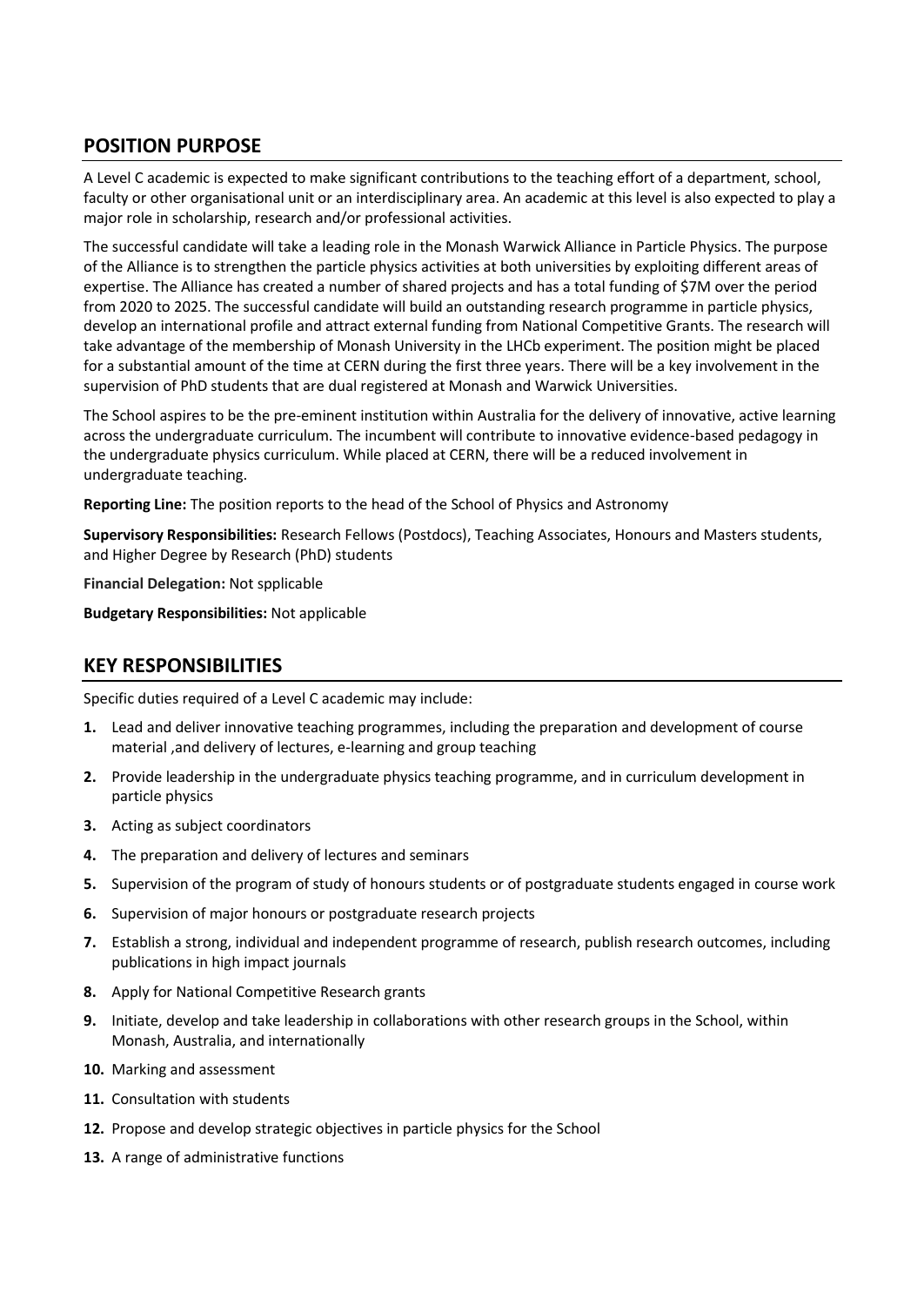## POSITION PURPOSE

A Level C academic is expected to make significant contributions to the teaching effort of a department, school, faculty or other organisational unit or an interdisciplinary area. An academic at this level is also expected to play a major role in scholarship, research and/or professional activities.

The successful candidate will take a leading role in the Monash Warwick Alliance in Particle Physics. The purpose of the Alliance is to strengthen the particle physics activities at both universities by exploiting different areas of expertise. The Alliance has created a number of shared projects and has a total funding of $7M over the period from 2020 to 2025. The successful candidate will build an outstanding research programme in particle physics, develop an international profile and attract external funding from National Competitive Grants. The research will take advantage of the membership of Monash University in the LHCb experiment. The position might be placed for a substantial amount of the time at CERN during the first three years. There will be a key involvement in the supervision of PhD students that are dual registered at Monash and Warwick Universities.

The School aspires to be the pre-eminent institution within Australia for the delivery of innovative, active learning across the undergraduate curriculum. The incumbent will contribute to innovative evidence-based pedagogy in the undergraduate physics curriculum. While placed at CERN, there will be a reduced involvement in undergraduate teaching.

**Reporting Line:** The position reports to the head of the School of Physics and Astronomy

**Supervisory Responsibilities:** Research Fellows (Postdocs), Teaching Associates, Honours and Masters students, and Higher Degree by Research (PhD) students

**Financial Delegation:** Not spplicable

**Budgetary Responsibilities:** Not applicable

## KEY RESPONSIBILITIES

Specific duties required of a Level C academic may include:

1. Lead and deliver innovative teaching programmes, including the preparation and development of course material ,and delivery of lectures, e-learning and group teaching
2. Provide leadership in the undergraduate physics teaching programme, and in curriculum development in particle physics
3. Acting as subject coordinators
4. The preparation and delivery of lectures and seminars
5. Supervision of the program of study of honours students or of postgraduate students engaged in course work
6. Supervision of major honours or postgraduate research projects
7. Establish a strong, individual and independent programme of research, publish research outcomes, including publications in high impact journals
8. Apply for National Competitive Research grants
9. Initiate, develop and take leadership in collaborations with other research groups in the School, within Monash, Australia, and internationally
10. Marking and assessment
11. Consultation with students
12. Propose and develop strategic objectives in particle physics for the School
13. A range of administrative functions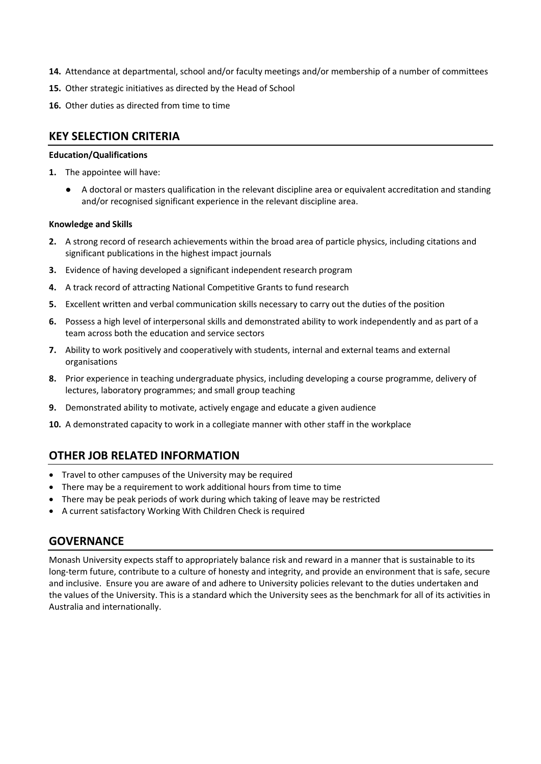14. Attendance at departmental, school and/or faculty meetings and/or membership of a number of committees
15. Other strategic initiatives as directed by the Head of School
16. Other duties as directed from time to time

## KEY SELECTION CRITERIA

**Education/Qualifications**

1. The appointee will have:
   - A doctoral or masters qualification in the relevant discipline area or equivalent accreditation and standing and/or recognised significant experience in the relevant discipline area.

**Knowledge and Skills**

2. A strong record of research achievements within the broad area of particle physics, including citations and significant publications in the highest impact journals
3. Evidence of having developed a significant independent research program
4. A track record of attracting National Competitive Grants to fund research
5. Excellent written and verbal communication skills necessary to carry out the duties of the position
6. Possess a high level of interpersonal skills and demonstrated ability to work independently and as part of a team across both the education and service sectors
7. Ability to work positively and cooperatively with students, internal and external teams and external organisations
8. Prior experience in teaching undergraduate physics, including developing a course programme, delivery of lectures, laboratory programmes; and small group teaching
9. Demonstrated ability to motivate, actively engage and educate a given audience
10. A demonstrated capacity to work in a collegiate manner with other staff in the workplace

## OTHER JOB RELATED INFORMATION

- Travel to other campuses of the University may be required
- There may be a requirement to work additional hours from time to time
- There may be peak periods of work during which taking of leave may be restricted
- A current satisfactory Working With Children Check is required

## GOVERNANCE

Monash University expects staff to appropriately balance risk and reward in a manner that is sustainable to its long-term future, contribute to a culture of honesty and integrity, and provide an environment that is safe, secure and inclusive. Ensure you are aware of and adhere to University policies relevant to the duties undertaken and the values of the University. This is a standard which the University sees as the benchmark for all of its activities in Australia and internationally.